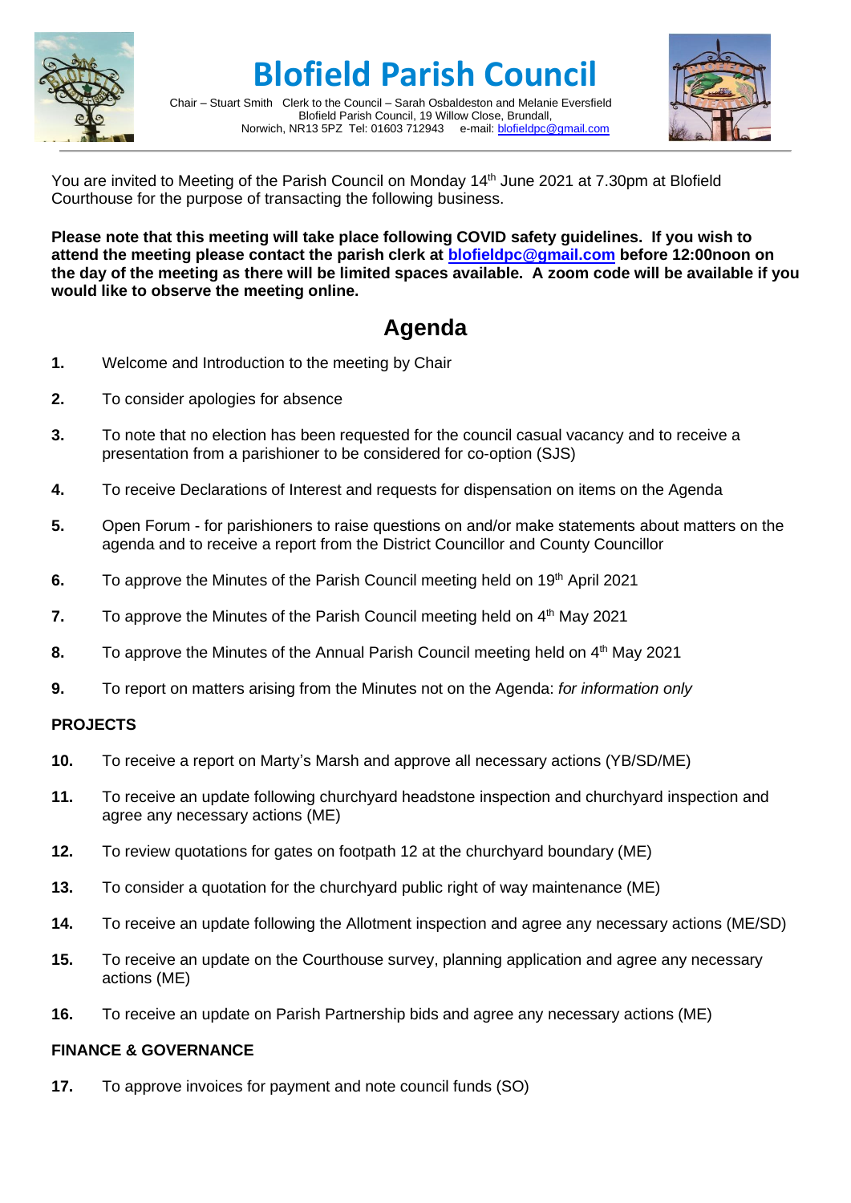# Blofield Parish Council

Chair – Stuart Smith   Clerk to the Council – Sarah Osbaldeston and Melanie Eversfield
Blofield Parish Council, 19 Willow Close, Brundall,
Norwich, NR13 5PZ  Tel: 01603 712943   e-mail: blofieldpc@gmail.com

You are invited to Meeting of the Parish Council on Monday 14th June 2021 at 7.30pm at Blofield Courthouse for the purpose of transacting the following business.

**Please note that this meeting will take place following COVID safety guidelines. If you wish to attend the meeting please contact the parish clerk at blofieldpc@gmail.com before 12:00noon on the day of the meeting as there will be limited spaces available. A zoom code will be available if you would like to observe the meeting online.**

## Agenda

**1.** Welcome and Introduction to the meeting by Chair

**2.** To consider apologies for absence

**3.** To note that no election has been requested for the council casual vacancy and to receive a presentation from a parishioner to be considered for co-option (SJS)

**4.** To receive Declarations of Interest and requests for dispensation on items on the Agenda

**5.** Open Forum - for parishioners to raise questions on and/or make statements about matters on the agenda and to receive a report from the District Councillor and County Councillor

**6.** To approve the Minutes of the Parish Council meeting held on 19th April 2021

**7.** To approve the Minutes of the Parish Council meeting held on 4th May 2021

**8.** To approve the Minutes of the Annual Parish Council meeting held on 4th May 2021

**9.** To report on matters arising from the Minutes not on the Agenda: *for information only*

### PROJECTS

**10.** To receive a report on Marty's Marsh and approve all necessary actions (YB/SD/ME)

**11.** To receive an update following churchyard headstone inspection and churchyard inspection and agree any necessary actions (ME)

**12.** To review quotations for gates on footpath 12 at the churchyard boundary (ME)

**13.** To consider a quotation for the churchyard public right of way maintenance (ME)

**14.** To receive an update following the Allotment inspection and agree any necessary actions (ME/SD)

**15.** To receive an update on the Courthouse survey, planning application and agree any necessary actions (ME)

**16.** To receive an update on Parish Partnership bids and agree any necessary actions (ME)

### FINANCE & GOVERNANCE

**17.** To approve invoices for payment and note council funds (SO)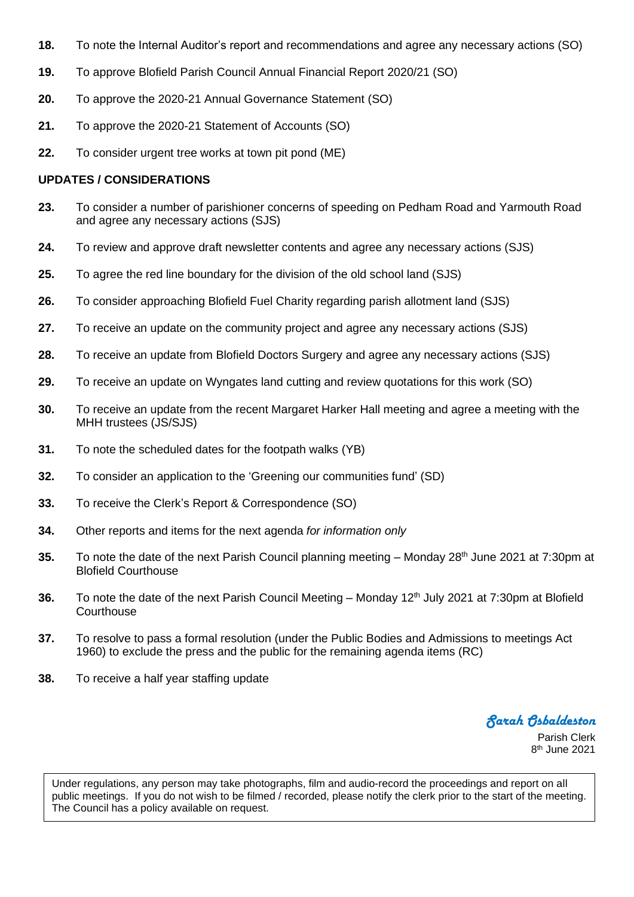**18.** To note the Internal Auditor's report and recommendations and agree any necessary actions (SO)

**19.** To approve Blofield Parish Council Annual Financial Report 2020/21 (SO)

**20.** To approve the 2020-21 Annual Governance Statement (SO)

**21.** To approve the 2020-21 Statement of Accounts (SO)

**22.** To consider urgent tree works at town pit pond (ME)

**UPDATES / CONSIDERATIONS**

**23.** To consider a number of parishioner concerns of speeding on Pedham Road and Yarmouth Road and agree any necessary actions (SJS)

**24.** To review and approve draft newsletter contents and agree any necessary actions (SJS)

**25.** To agree the red line boundary for the division of the old school land (SJS)

**26.** To consider approaching Blofield Fuel Charity regarding parish allotment land (SJS)

**27.** To receive an update on the community project and agree any necessary actions (SJS)

**28.** To receive an update from Blofield Doctors Surgery and agree any necessary actions (SJS)

**29.** To receive an update on Wyngates land cutting and review quotations for this work (SO)

**30.** To receive an update from the recent Margaret Harker Hall meeting and agree a meeting with the MHH trustees (JS/SJS)

**31.** To note the scheduled dates for the footpath walks (YB)

**32.** To consider an application to the 'Greening our communities fund' (SD)

**33.** To receive the Clerk's Report & Correspondence (SO)

**34.** Other reports and items for the next agenda *for information only*

**35.** To note the date of the next Parish Council planning meeting – Monday 28th June 2021 at 7:30pm at Blofield Courthouse

**36.** To note the date of the next Parish Council Meeting – Monday 12th July 2021 at 7:30pm at Blofield Courthouse

**37.** To resolve to pass a formal resolution (under the Public Bodies and Admissions to meetings Act 1960) to exclude the press and the public for the remaining agenda items (RC)

**38.** To receive a half year staffing update

*Sarah Osbaldeston*

Parish Clerk
8th June 2021

Under regulations, any person may take photographs, film and audio-record the proceedings and report on all public meetings. If you do not wish to be filmed / recorded, please notify the clerk prior to the start of the meeting. The Council has a policy available on request.